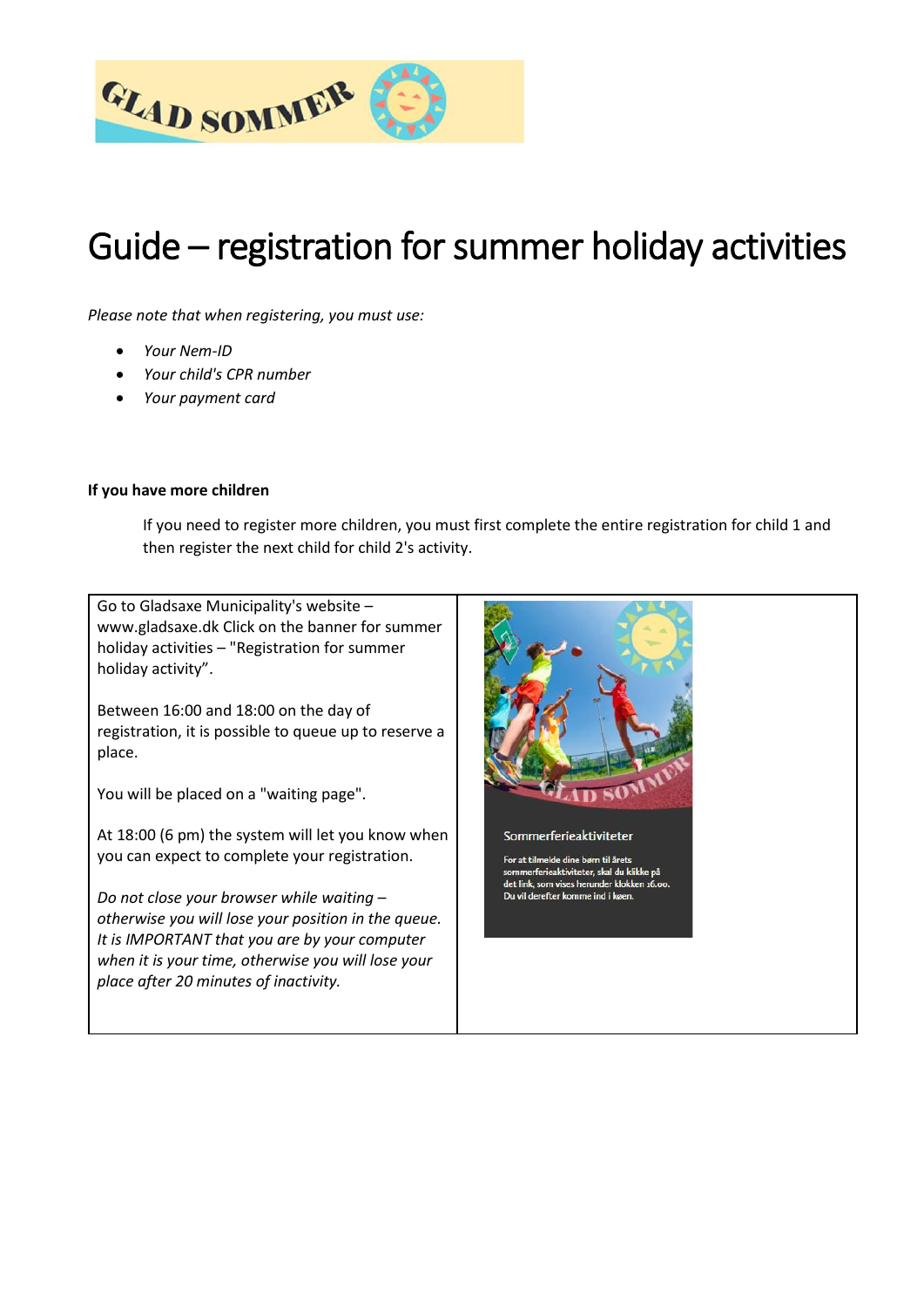# Guide – registration for summer holiday activities

*Please note that when registering, you must use:*

- *Your Nem-ID*
- *Your child's CPR number*
- *Your payment card*

**If you have more children**

If you need to register more children, you must first complete the entire registration for child 1 and then register the next child for child 2's activity.

| | |
|---|---|
| Go to Gladsaxe Municipality's website – www.gladsaxe.dk Click on the banner for summer holiday activities – "Registration for summer holiday activity".<br><br>Between 16:00 and 18:00 on the day of registration, it is possible to queue up to reserve a place.<br><br>You will be placed on a "waiting page".<br><br>At 18:00 (6 pm) the system will let you know when you can expect to complete your registration.<br><br>*Do not close your browser while waiting – otherwise you will lose your position in the queue. It is IMPORTANT that you are by your computer when it is your time, otherwise you will lose your place after 20 minutes of inactivity.* | Sommerferieaktiviteter<br><br>For at tilmelde dine børn til årets sommerferieaktiviteter, skal du klikke på det link, som vises herunder klokken 16.00. Du vil derefter komme ind i køen. |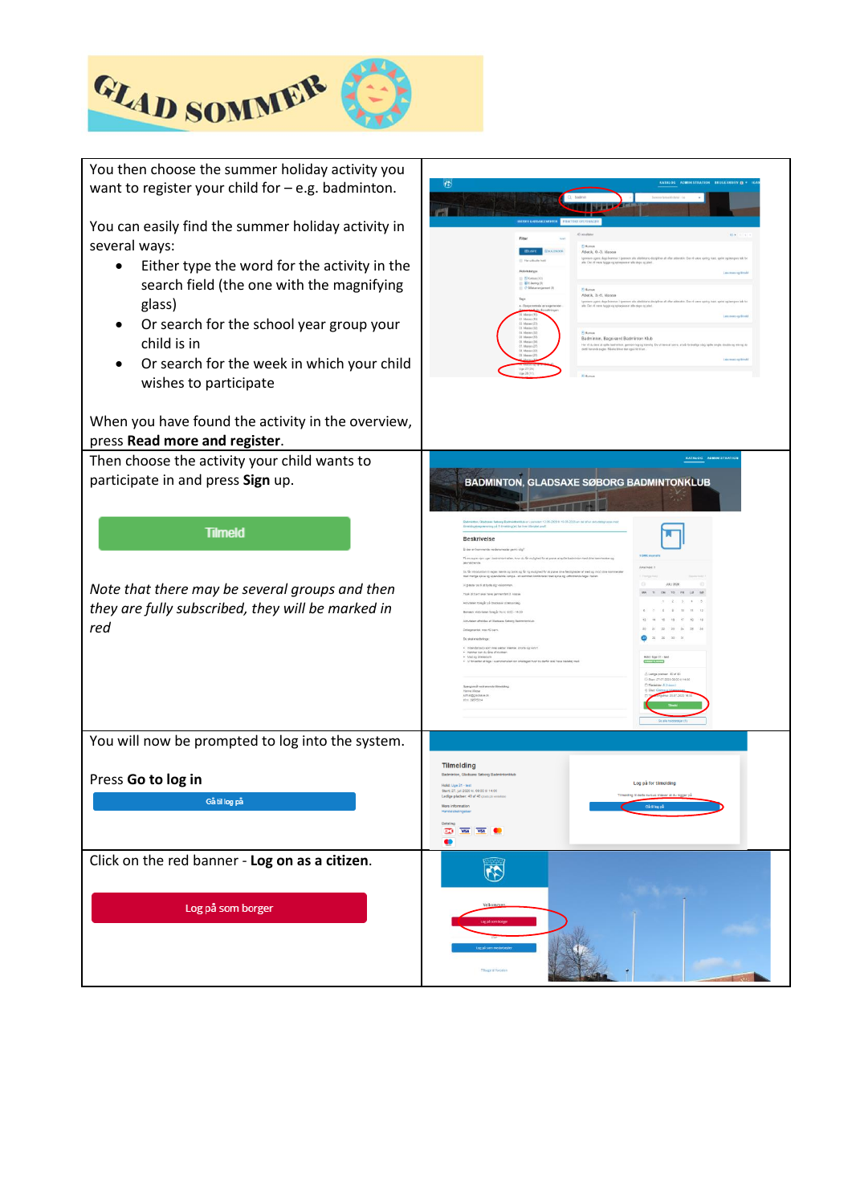You then choose the summer holiday activity you want to register your child for – e.g. badminton.

You can easily find the summer holiday activity in several ways:

- Either type the word for the activity in the search field (the one with the magnifying glass)
- Or search for the school year group your child is in
- Or search for the week in which your child wishes to participate

When you have found the activity in the overview, press **Read more and register**.

Then choose the activity your child wants to participate in and press **Sign** up.

Tilmeld

*Note that there may be several groups and then they are fully subscribed, they will be marked in red*

You will now be prompted to log into the system.

Press **Go to log in**

Gå til log på

Click on the red banner - **Log on as a citizen**.

Log på som borger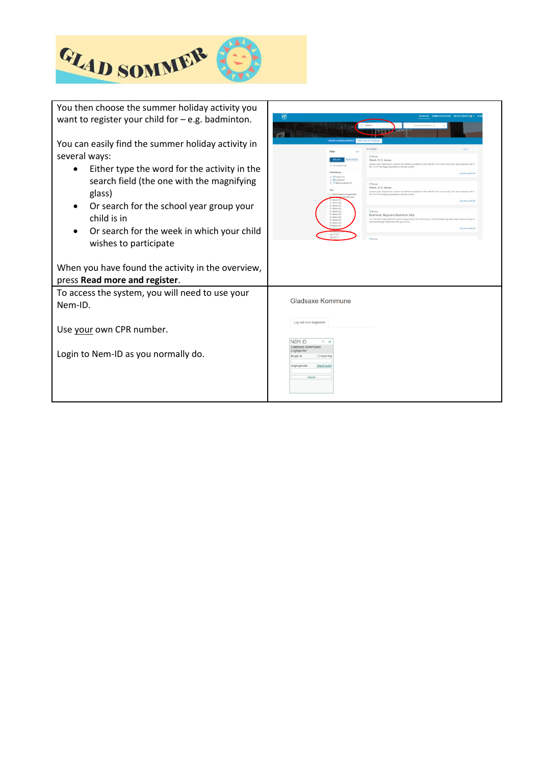| | |
|---|---|
| You then choose the summer holiday activity you want to register your child for – e.g. badminton.<br><br>You can easily find the summer holiday activity in several ways:<br>• Either type the word for the activity in the search field (the one with the magnifying glass)<br>• Or search for the school year group your child is in<br>• Or search for the week in which your child wishes to participate<br><br>When you have found the activity in the overview, press **Read more and register**. | |
| To access the system, you will need to use your Nem-ID.<br><br>Use your own CPR number.<br><br>Login to Nem-ID as you normally do. | Gladsaxe Kommune |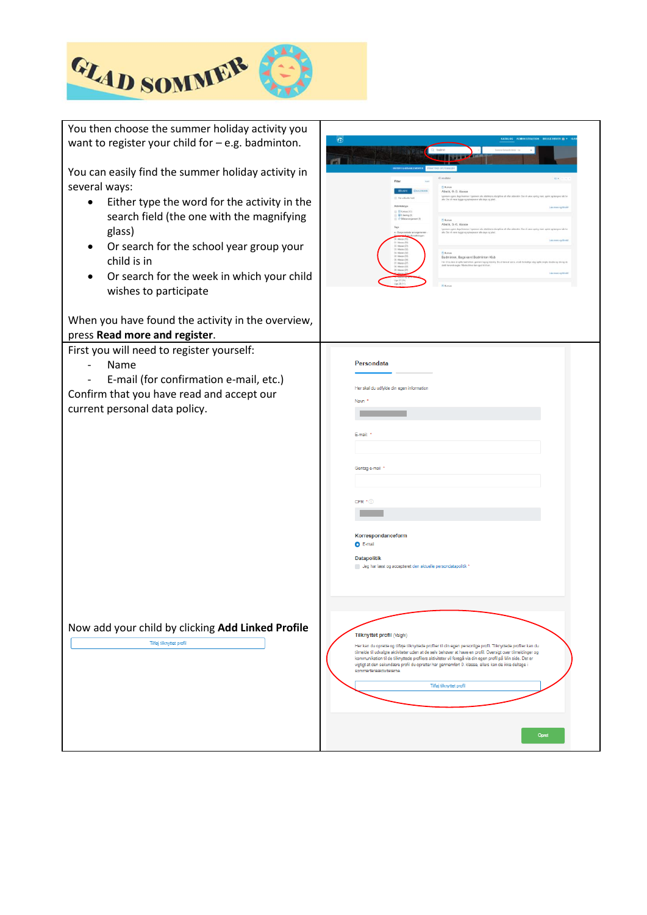| | |
|---|---|
| You then choose the summer holiday activity you want to register your child for – e.g. badminton.<br><br>You can easily find the summer holiday activity in several ways:<br>• Either type the word for the activity in the search field (the one with the magnifying glass)<br>• Or search for the school year group your child is in<br>• Or search for the week in which your child wishes to participate<br><br>When you have found the activity in the overview, press **Read more and register**. | |
| First you will need to register yourself:<br>- Name<br>- E-mail (for confirmation e-mail, etc.)<br>Confirm that you have read and accept our current personal data policy.<br><br>Now add your child by clicking **Add Linked Profile** | Persondata<br>Her skal du udfylde din egen information<br>Navn *<br>E-mail *<br>Gentag e-mail *<br>CPR *<br>Korrespondanceform<br>E-mail<br>Datapolitik<br>Jeg har læst og accepteret den aktuelle persondatapolitik *<br>Tilknyttet profil (Valgfri)<br>Tilføj tilknyttet profil<br>Opret |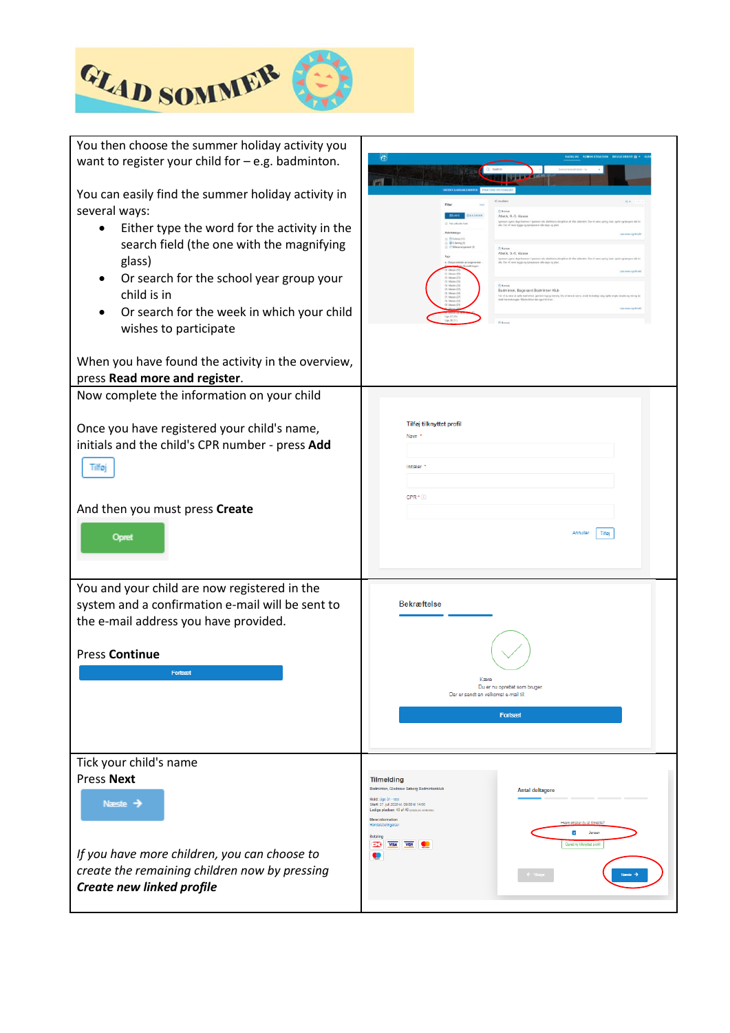| | |
|---|---|
| You then choose the summer holiday activity you want to register your child for – e.g. badminton.<br><br>You can easily find the summer holiday activity in several ways:<br>• Either type the word for the activity in the search field (the one with the magnifying glass)<br>• Or search for the school year group your child is in<br>• Or search for the week in which your child wishes to participate<br><br>When you have found the activity in the overview, press **Read more and register**. | |
| Now complete the information on your child<br><br>Once you have registered your child's name, initials and the child's CPR number - press **Add**<br><br>Tilføj<br><br>And then you must press **Create**<br><br>Opret | Tilføj tilknyttet profil<br>Navn *<br>Initialer *<br>CPR *<br>Annuller Tilføj |
| You and your child are now registered in the system and a confirmation e-mail will be sent to the e-mail address you have provided.<br><br>Press **Continue**<br><br>Fortsæt | Bekræftelse<br>Kære<br>Du er nu oprettet som bruger<br>Der er sendt en velkomst e-mail til:<br>Fortsæt |
| Tick your child's name<br>Press **Next**<br><br>Næste →<br><br>*If you have more children, you can choose to create the remaining children now by pressing* ***Create new linked profile*** | Tilmelding<br>Antal deltagere<br>Næste → |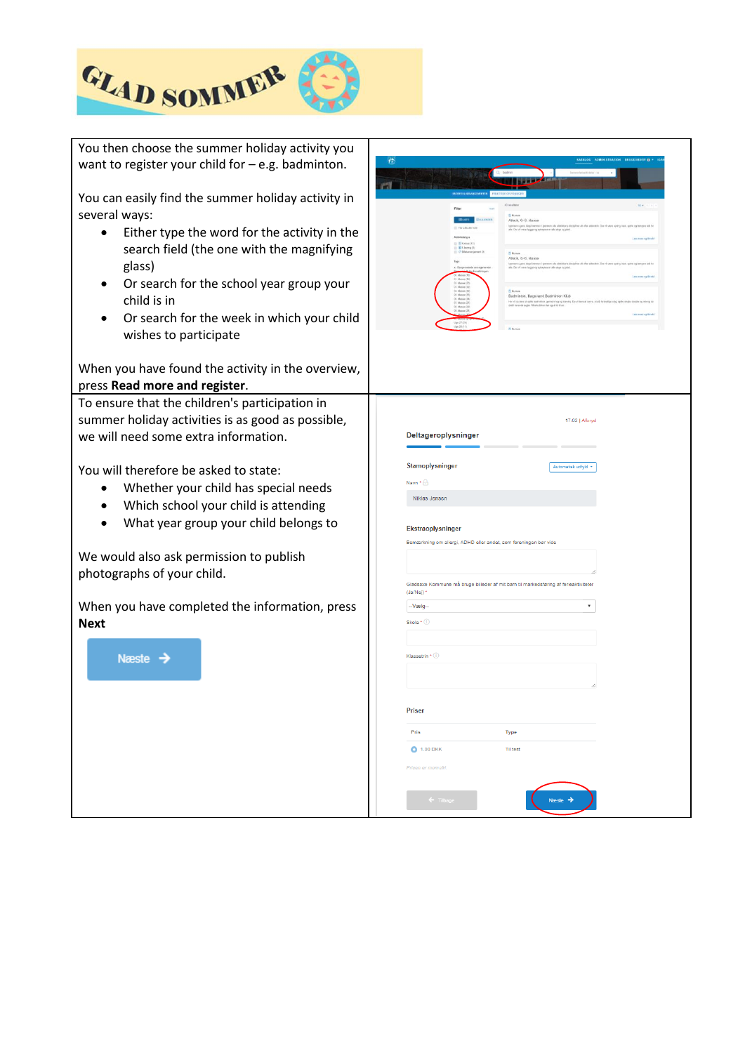You then choose the summer holiday activity you want to register your child for – e.g. badminton.

You can easily find the summer holiday activity in several ways:

- Either type the word for the activity in the search field (the one with the magnifying glass)
- Or search for the school year group your child is in
- Or search for the week in which your child wishes to participate

When you have found the activity in the overview, press **Read more and register**.

To ensure that the children's participation in summer holiday activities is as good as possible, we will need some extra information.

You will therefore be asked to state:

- Whether your child has special needs
- Which school your child is attending
- What year group your child belongs to

We would also ask permission to publish photographs of your child.

When you have completed the information, press **Next**

Næste →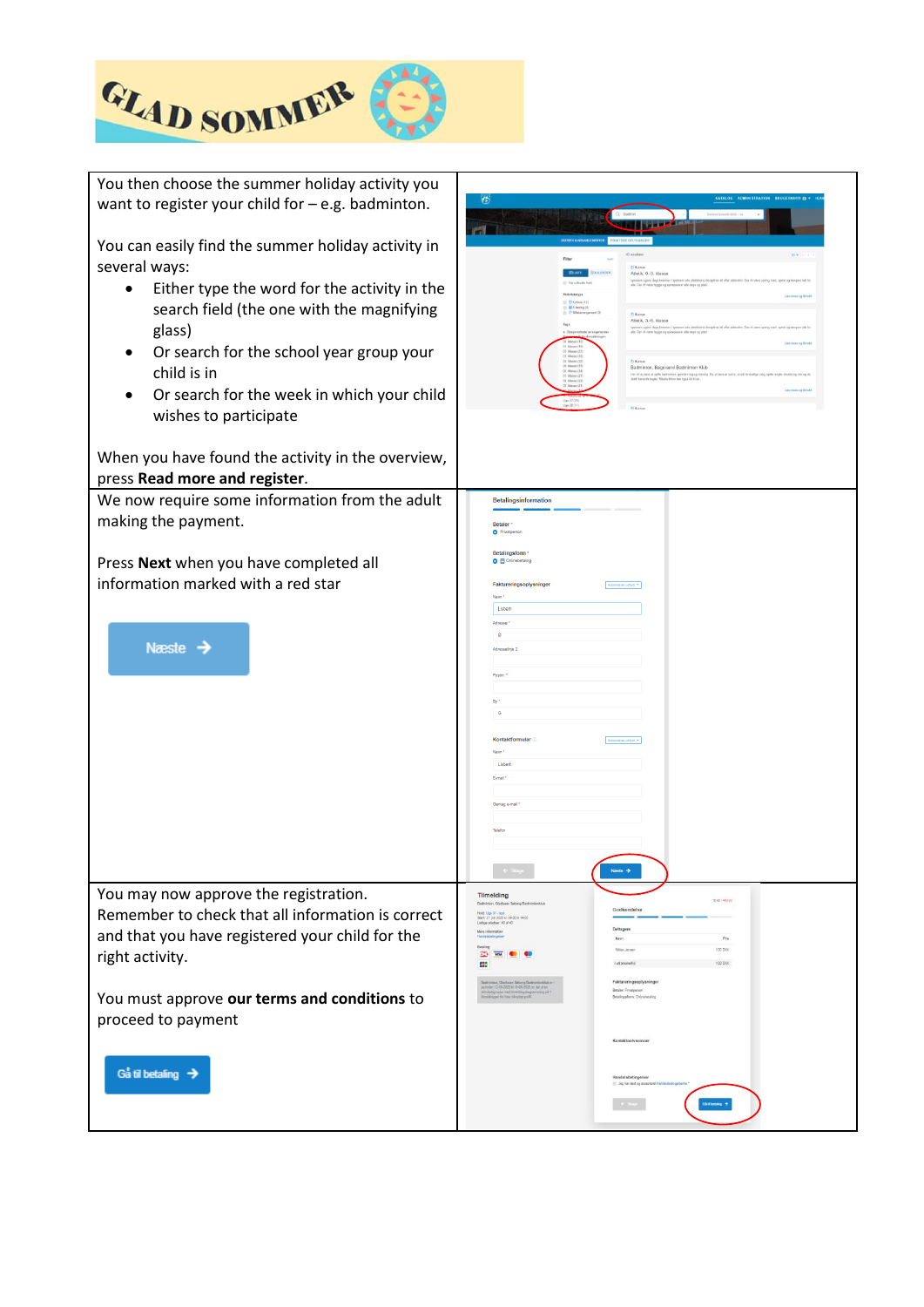| | |
|---|---|
| You then choose the summer holiday activity you want to register your child for – e.g. badminton.<br><br>You can easily find the summer holiday activity in several ways:<br>• Either type the word for the activity in the search field (the one with the magnifying glass)<br>• Or search for the school year group your child is in<br>• Or search for the week in which your child wishes to participate<br><br>When you have found the activity in the overview, press **Read more and register**. | |
| We now require some information from the adult making the payment.<br><br>Press **Next** when you have completed all information marked with a red star<br><br>Næste → | |
| You may now approve the registration. Remember to check that all information is correct and that you have registered your child for the right activity.<br><br>You must approve **our terms and conditions** to proceed to payment<br><br>Gå til betaling → | |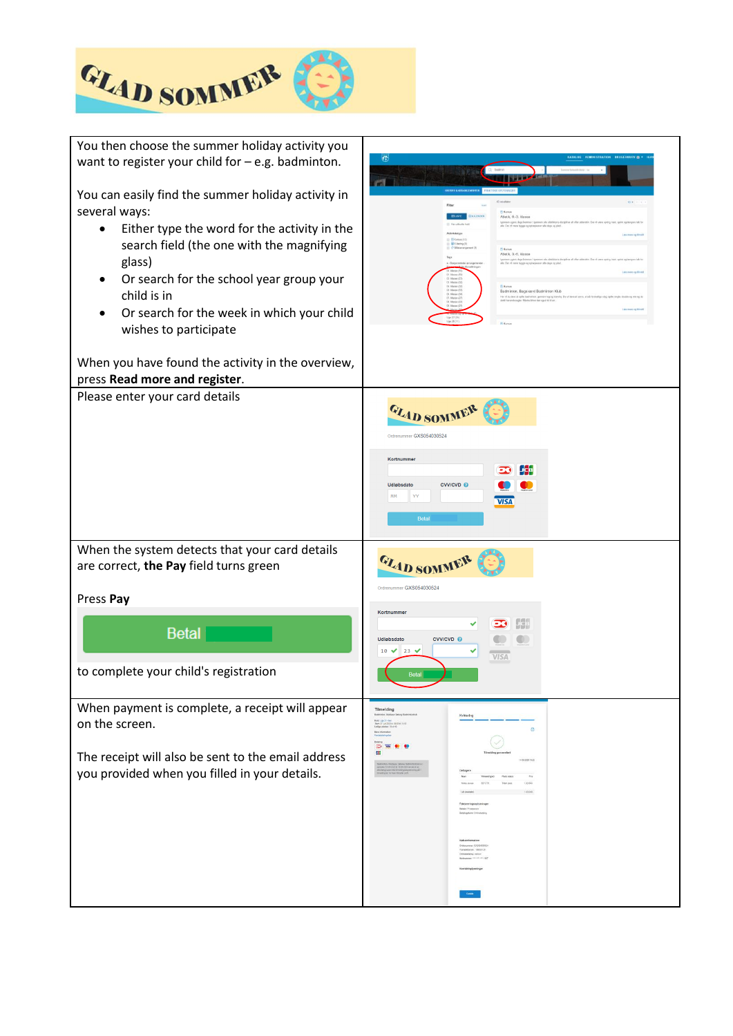| | |
|---|---|
| You then choose the summer holiday activity you want to register your child for – e.g. badminton.<br><br>You can easily find the summer holiday activity in several ways:<br>• Either type the word for the activity in the search field (the one with the magnifying glass)<br>• Or search for the school year group your child is in<br>• Or search for the week in which your child wishes to participate<br><br>When you have found the activity in the overview, press **Read more and register**. | |
| Please enter your card details | |
| When the system detects that your card details are correct, **the Pay** field turns green<br><br>Press **Pay**<br><br>Betal<br><br>to complete your child's registration | |
| When payment is complete, a receipt will appear on the screen.<br><br>The receipt will also be sent to the email address you provided when you filled in your details. | |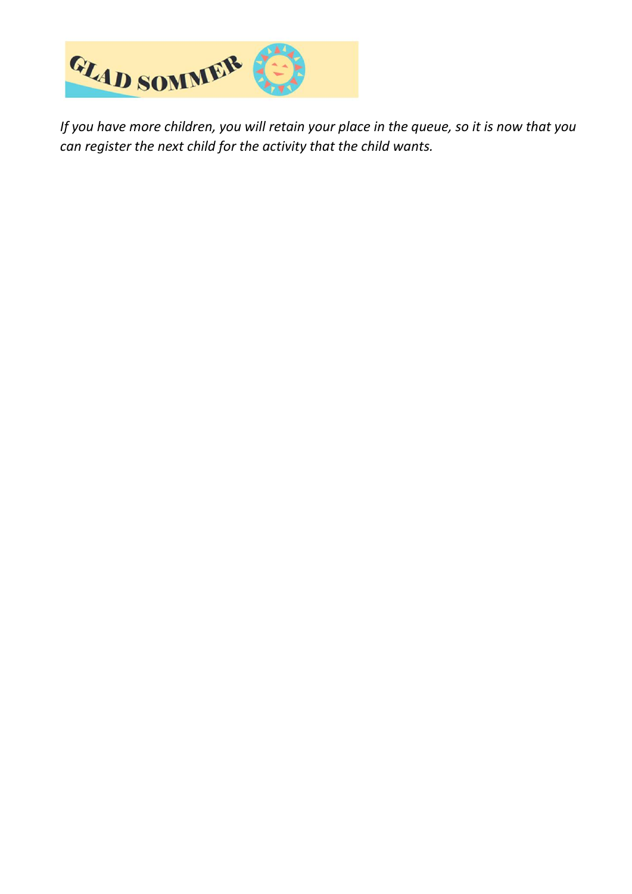*If you have more children, you will retain your place in the queue, so it is now that you can register the next child for the activity that the child wants.*